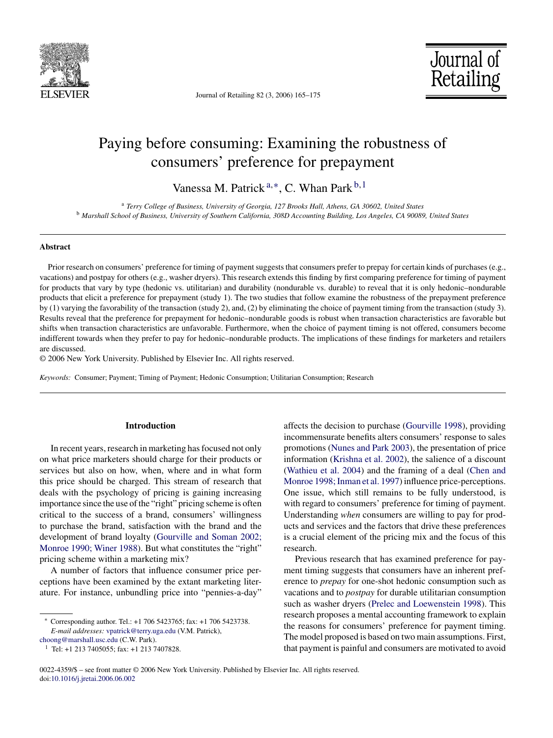# Paying before consuming: Examining the robustness of consumers' preference for prepayment

Vanessa M. Patrick [a,*], C. Whan Park [b,1]

[a] *Terry College of Business, University of Georgia, 127 Brooks Hall, Athens, GA 30602, United States*
[b] *Marshall School of Business, University of Southern California, 308D Accounting Building, Los Angeles, CA 90089, United States*

## Abstract

Prior research on consumers' preference for timing of payment suggests that consumers prefer to prepay for certain kinds of purchases (e.g., vacations) and postpay for others (e.g., washer dryers). This research extends this finding by first comparing preference for timing of payment for products that vary by type (hedonic vs. utilitarian) and durability (nondurable vs. durable) to reveal that it is only hedonic–nondurable products that elicit a preference for prepayment (study 1). The two studies that follow examine the robustness of the prepayment preference by (1) varying the favorability of the transaction (study 2), and, (2) by eliminating the choice of payment timing from the transaction (study 3). Results reveal that the preference for prepayment for hedonic–nondurable goods is robust when transaction characteristics are favorable but shifts when transaction characteristics are unfavorable. Furthermore, when the choice of payment timing is not offered, consumers become indifferent towards when they prefer to pay for hedonic–nondurable products. The implications of these findings for marketers and retailers are discussed.

© 2006 New York University. Published by Elsevier Inc. All rights reserved.

*Keywords:* Consumer; Payment; Timing of Payment; Hedonic Consumption; Utilitarian Consumption; Research

## Introduction

In recent years, research in marketing has focused not only on what price marketers should charge for their products or services but also on how, when, where and in what form this price should be charged. This stream of research that deals with the psychology of pricing is gaining increasing importance since the use of the "right" pricing scheme is often critical to the success of a brand, consumers' willingness to purchase the brand, satisfaction with the brand and the development of brand loyalty (Gourville and Soman 2002; Monroe 1990; Winer 1988). But what constitutes the "right" pricing scheme within a marketing mix?

A number of factors that influence consumer price perceptions have been examined by the extant marketing literature. For instance, unbundling price into "pennies-a-day" affects the decision to purchase (Gourville 1998), providing incommensurate benefits alters consumers' response to sales promotions (Nunes and Park 2003), the presentation of price information (Krishna et al. 2002), the salience of a discount (Wathieu et al. 2004) and the framing of a deal (Chen and Monroe 1998; Inman et al. 1997) influence price-perceptions. One issue, which still remains to be fully understood, is with regard to consumers' preference for timing of payment. Understanding *when* consumers are willing to pay for products and services and the factors that drive these preferences is a crucial element of the pricing mix and the focus of this research.

Previous research that has examined preference for payment timing suggests that consumers have an inherent preference to *prepay* for one-shot hedonic consumption such as vacations and to *postpay* for durable utilitarian consumption such as washer dryers (Prelec and Loewenstein 1998). This research proposes a mental accounting framework to explain the reasons for consumers' preference for payment timing. The model proposed is based on two main assumptions. First, that payment is painful and consumers are motivated to avoid

---

* Corresponding author. Tel.: +1 706 5423765; fax: +1 706 5423738.
*E-mail addresses:* vpatrick@terry.uga.edu (V.M. Patrick), choong@marshall.usc.edu (C.W. Park).

[1] Tel: +1 213 7405055; fax: +1 213 7407828.

0022-4359/$ – see front matter © 2006 New York University. Published by Elsevier Inc. All rights reserved.
doi:10.1016/j.jretai.2006.06.002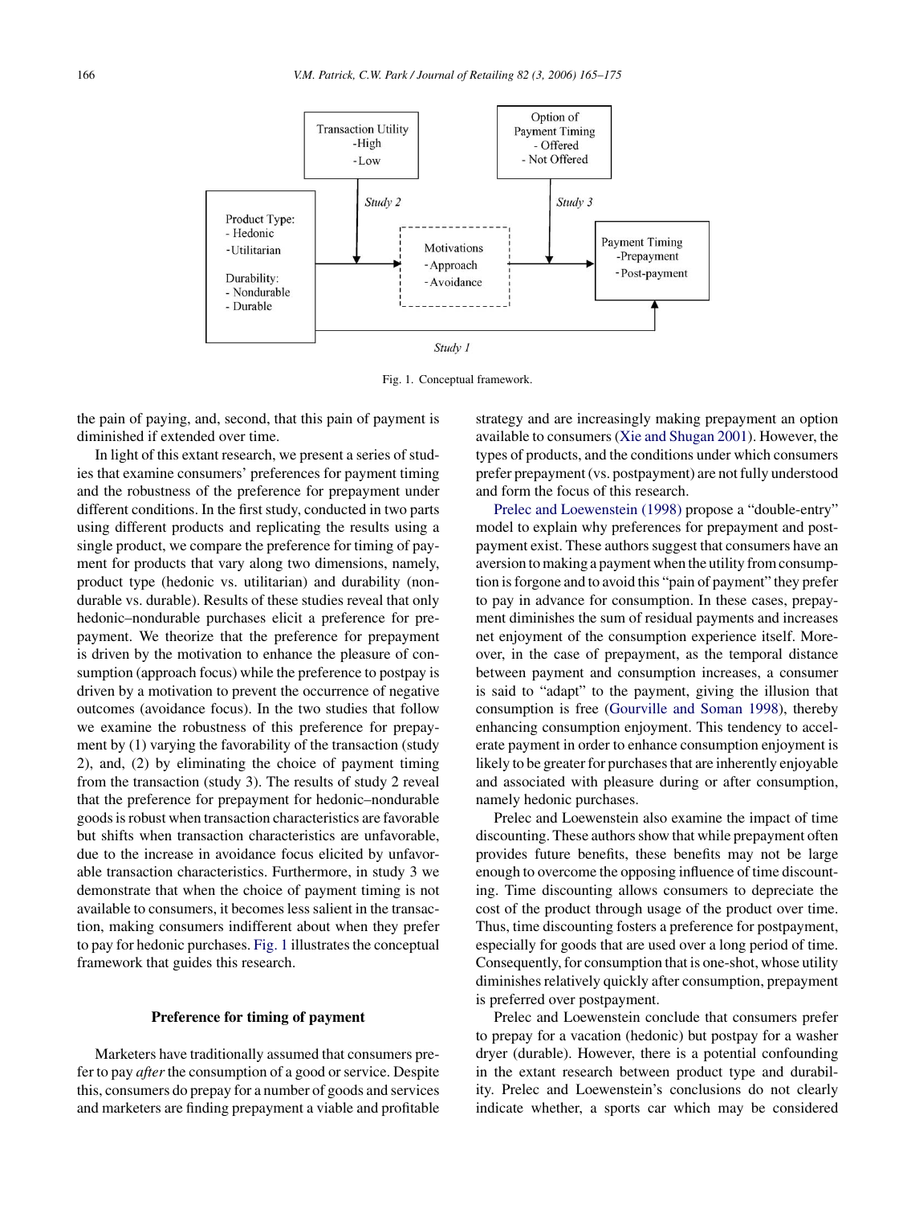Transaction Utility
-High
-Low

Option of Payment Timing
- Offered
- Not Offered

Study 2

Study 3

Product Type:
- Hedonic
- Utilitarian

Durability:
- Nondurable
- Durable

Motivations
- Approach
- Avoidance

Payment Timing
- Prepayment
- Post-payment

Study 1

Fig. 1. Conceptual framework.

the pain of paying, and, second, that this pain of payment is diminished if extended over time.

In light of this extant research, we present a series of studies that examine consumers' preferences for payment timing and the robustness of the preference for prepayment under different conditions. In the first study, conducted in two parts using different products and replicating the results using a single product, we compare the preference for timing of payment for products that vary along two dimensions, namely, product type (hedonic vs. utilitarian) and durability (nondurable vs. durable). Results of these studies reveal that only hedonic–nondurable purchases elicit a preference for prepayment. We theorize that the preference for prepayment is driven by the motivation to enhance the pleasure of consumption (approach focus) while the preference to postpay is driven by a motivation to prevent the occurrence of negative outcomes (avoidance focus). In the two studies that follow we examine the robustness of this preference for prepayment by (1) varying the favorability of the transaction (study 2), and, (2) by eliminating the choice of payment timing from the transaction (study 3). The results of study 2 reveal that the preference for prepayment for hedonic–nondurable goods is robust when transaction characteristics are favorable but shifts when transaction characteristics are unfavorable, due to the increase in avoidance focus elicited by unfavorable transaction characteristics. Furthermore, in study 3 we demonstrate that when the choice of payment timing is not available to consumers, it becomes less salient in the transaction, making consumers indifferent about when they prefer to pay for hedonic purchases. Fig. 1 illustrates the conceptual framework that guides this research.

## Preference for timing of payment

Marketers have traditionally assumed that consumers prefer to pay *after* the consumption of a good or service. Despite this, consumers do prepay for a number of goods and services and marketers are finding prepayment a viable and profitable strategy and are increasingly making prepayment an option available to consumers (Xie and Shugan 2001). However, the types of products, and the conditions under which consumers prefer prepayment (vs. postpayment) are not fully understood and form the focus of this research.

Prelec and Loewenstein (1998) propose a "double-entry" model to explain why preferences for prepayment and postpayment exist. These authors suggest that consumers have an aversion to making a payment when the utility from consumption is forgone and to avoid this "pain of payment" they prefer to pay in advance for consumption. In these cases, prepayment diminishes the sum of residual payments and increases net enjoyment of the consumption experience itself. Moreover, in the case of prepayment, as the temporal distance between payment and consumption increases, a consumer is said to "adapt" to the payment, giving the illusion that consumption is free (Gourville and Soman 1998), thereby enhancing consumption enjoyment. This tendency to accelerate payment in order to enhance consumption enjoyment is likely to be greater for purchases that are inherently enjoyable and associated with pleasure during or after consumption, namely hedonic purchases.

Prelec and Loewenstein also examine the impact of time discounting. These authors show that while prepayment often provides future benefits, these benefits may not be large enough to overcome the opposing influence of time discounting. Time discounting allows consumers to depreciate the cost of the product through usage of the product over time. Thus, time discounting fosters a preference for postpayment, especially for goods that are used over a long period of time. Consequently, for consumption that is one-shot, whose utility diminishes relatively quickly after consumption, prepayment is preferred over postpayment.

Prelec and Loewenstein conclude that consumers prefer to prepay for a vacation (hedonic) but postpay for a washer dryer (durable). However, there is a potential confounding in the extant research between product type and durability. Prelec and Loewenstein's conclusions do not clearly indicate whether, a sports car which may be considered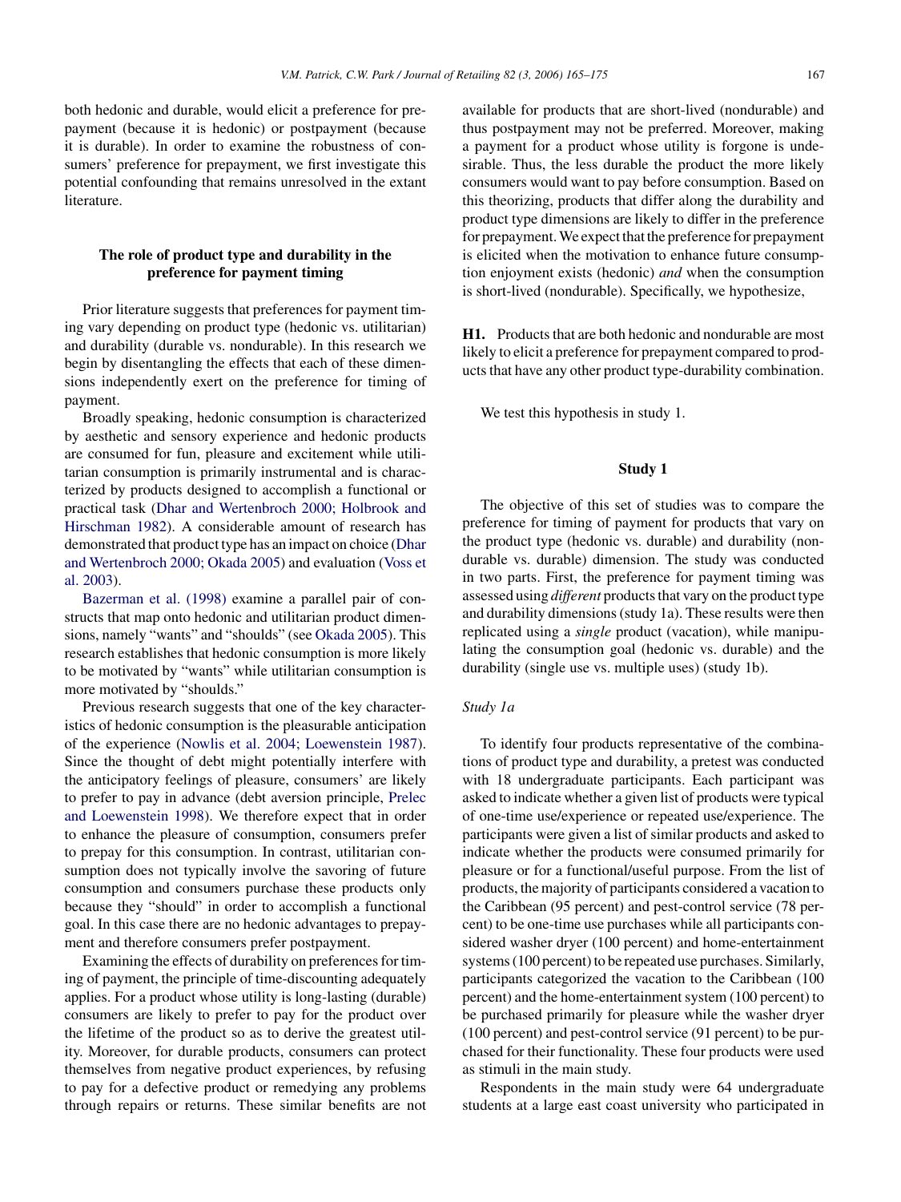both hedonic and durable, would elicit a preference for prepayment (because it is hedonic) or postpayment (because it is durable). In order to examine the robustness of consumers' preference for prepayment, we first investigate this potential confounding that remains unresolved in the extant literature.

## The role of product type and durability in the preference for payment timing

Prior literature suggests that preferences for payment timing vary depending on product type (hedonic vs. utilitarian) and durability (durable vs. nondurable). In this research we begin by disentangling the effects that each of these dimensions independently exert on the preference for timing of payment.

Broadly speaking, hedonic consumption is characterized by aesthetic and sensory experience and hedonic products are consumed for fun, pleasure and excitement while utilitarian consumption is primarily instrumental and is characterized by products designed to accomplish a functional or practical task (Dhar and Wertenbroch 2000; Holbrook and Hirschman 1982). A considerable amount of research has demonstrated that product type has an impact on choice (Dhar and Wertenbroch 2000; Okada 2005) and evaluation (Voss et al. 2003).

Bazerman et al. (1998) examine a parallel pair of constructs that map onto hedonic and utilitarian product dimensions, namely "wants" and "shoulds" (see Okada 2005). This research establishes that hedonic consumption is more likely to be motivated by "wants" while utilitarian consumption is more motivated by "shoulds."

Previous research suggests that one of the key characteristics of hedonic consumption is the pleasurable anticipation of the experience (Nowlis et al. 2004; Loewenstein 1987). Since the thought of debt might potentially interfere with the anticipatory feelings of pleasure, consumers' are likely to prefer to pay in advance (debt aversion principle, Prelec and Loewenstein 1998). We therefore expect that in order to enhance the pleasure of consumption, consumers prefer to prepay for this consumption. In contrast, utilitarian consumption does not typically involve the savoring of future consumption and consumers purchase these products only because they "should" in order to accomplish a functional goal. In this case there are no hedonic advantages to prepayment and therefore consumers prefer postpayment.

Examining the effects of durability on preferences for timing of payment, the principle of time-discounting adequately applies. For a product whose utility is long-lasting (durable) consumers are likely to prefer to pay for the product over the lifetime of the product so as to derive the greatest utility. Moreover, for durable products, consumers can protect themselves from negative product experiences, by refusing to pay for a defective product or remedying any problems through repairs or returns. These similar benefits are not available for products that are short-lived (nondurable) and thus postpayment may not be preferred. Moreover, making a payment for a product whose utility is forgone is undesirable. Thus, the less durable the product the more likely consumers would want to pay before consumption. Based on this theorizing, products that differ along the durability and product type dimensions are likely to differ in the preference for prepayment. We expect that the preference for prepayment is elicited when the motivation to enhance future consumption enjoyment exists (hedonic) *and* when the consumption is short-lived (nondurable). Specifically, we hypothesize,

**H1.** Products that are both hedonic and nondurable are most likely to elicit a preference for prepayment compared to products that have any other product type-durability combination.

We test this hypothesis in study 1.

## Study 1

The objective of this set of studies was to compare the preference for timing of payment for products that vary on the product type (hedonic vs. durable) and durability (nondurable vs. durable) dimension. The study was conducted in two parts. First, the preference for payment timing was assessed using *different* products that vary on the product type and durability dimensions (study 1a). These results were then replicated using a *single* product (vacation), while manipulating the consumption goal (hedonic vs. durable) and the durability (single use vs. multiple uses) (study 1b).

### *Study 1a*

To identify four products representative of the combinations of product type and durability, a pretest was conducted with 18 undergraduate participants. Each participant was asked to indicate whether a given list of products were typical of one-time use/experience or repeated use/experience. The participants were given a list of similar products and asked to indicate whether the products were consumed primarily for pleasure or for a functional/useful purpose. From the list of products, the majority of participants considered a vacation to the Caribbean (95 percent) and pest-control service (78 percent) to be one-time use purchases while all participants considered washer dryer (100 percent) and home-entertainment systems (100 percent) to be repeated use purchases. Similarly, participants categorized the vacation to the Caribbean (100 percent) and the home-entertainment system (100 percent) to be purchased primarily for pleasure while the washer dryer (100 percent) and pest-control service (91 percent) to be purchased for their functionality. These four products were used as stimuli in the main study.

Respondents in the main study were 64 undergraduate students at a large east coast university who participated in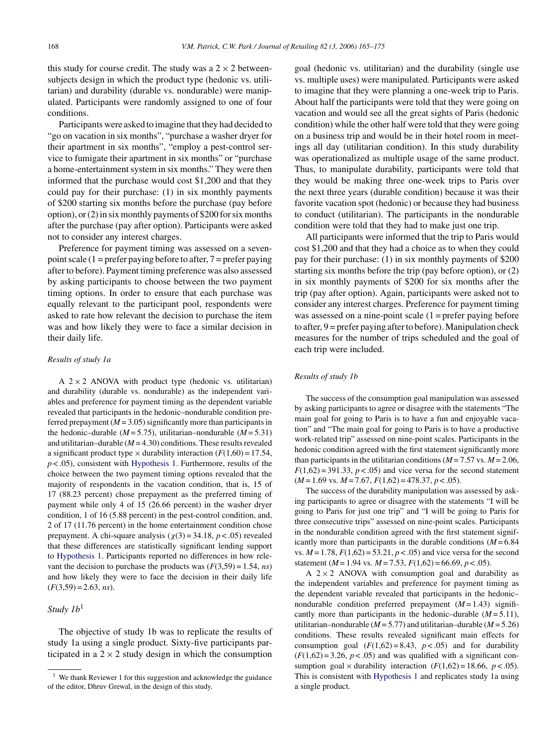this study for course credit. The study was a 2 × 2 between-subjects design in which the product type (hedonic vs. utilitarian) and durability (durable vs. nondurable) were manipulated. Participants were randomly assigned to one of four conditions.

Participants were asked to imagine that they had decided to "go on vacation in six months", "purchase a washer dryer for their apartment in six months", "employ a pest-control service to fumigate their apartment in six months" or "purchase a home-entertainment system in six months." They were then informed that the purchase would cost $1,200 and that they could pay for their purchase: (1) in six monthly payments of $200 starting six months before the purchase (pay before option), or (2) in six monthly payments of $200 for six months after the purchase (pay after option). Participants were asked not to consider any interest charges.

Preference for payment timing was assessed on a seven-point scale (1 = prefer paying before to after, 7 = prefer paying after to before). Payment timing preference was also assessed by asking participants to choose between the two payment timing options. In order to ensure that each purchase was equally relevant to the participant pool, respondents were asked to rate how relevant the decision to purchase the item was and how likely they were to face a similar decision in their daily life.

*Results of study 1a*

A 2 × 2 ANOVA with product type (hedonic vs. utilitarian) and durability (durable vs. nondurable) as the independent variables and preference for payment timing as the dependent variable revealed that participants in the hedonic–nondurable condition preferred prepayment ($M = 3.05$) significantly more than participants in the hedonic–durable ($M = 5.75$), utilitarian–nondurable ($M = 5.31$) and utilitarian–durable ($M = 4.30$) conditions. These results revealed a significant product type × durability interaction ($F(1,60) = 17.54$, $p < .05$), consistent with Hypothesis 1. Furthermore, results of the choice between the two payment timing options revealed that the majority of respondents in the vacation condition, that is, 15 of 17 (88.23 percent) chose prepayment as the preferred timing of payment while only 4 of 15 (26.66 percent) in the washer dryer condition, 1 of 16 (5.88 percent) in the pest-control condition, and, 2 of 17 (11.76 percent) in the home entertainment condition chose prepayment. A chi-square analysis ($\chi(3) = 34.18$, $p < .05$) revealed that these differences are statistically significant lending support to Hypothesis 1. Participants reported no differences in how relevant the decision to purchase the products was ($F(3,59) = 1.54$, *ns*) and how likely they were to face the decision in their daily life ($F(3,59) = 2.63$, *ns*).

## *Study 1b*[1]

The objective of study 1b was to replicate the results of study 1a using a single product. Sixty-five participants participated in a 2 × 2 study design in which the consumption goal (hedonic vs. utilitarian) and the durability (single use vs. multiple uses) were manipulated. Participants were asked to imagine that they were planning a one-week trip to Paris. About half the participants were told that they were going on vacation and would see all the great sights of Paris (hedonic condition) while the other half were told that they were going on a business trip and would be in their hotel room in meetings all day (utilitarian condition). In this study durability was operationalized as multiple usage of the same product. Thus, to manipulate durability, participants were told that they would be making three one-week trips to Paris over the next three years (durable condition) because it was their favorite vacation spot (hedonic) or because they had business to conduct (utilitarian). The participants in the nondurable condition were told that they had to make just one trip.

All participants were informed that the trip to Paris would cost $1,200 and that they had a choice as to when they could pay for their purchase: (1) in six monthly payments of $200 starting six months before the trip (pay before option), or (2) in six monthly payments of $200 for six months after the trip (pay after option). Again, participants were asked not to consider any interest charges. Preference for payment timing was assessed on a nine-point scale (1 = prefer paying before to after, 9 = prefer paying after to before). Manipulation check measures for the number of trips scheduled and the goal of each trip were included.

*Results of study 1b*

The success of the consumption goal manipulation was assessed by asking participants to agree or disagree with the statements "The main goal for going to Paris is to have a fun and enjoyable vacation" and "The main goal for going to Paris is to have a productive work-related trip" assessed on nine-point scales. Participants in the hedonic condition agreed with the first statement significantly more than participants in the utilitarian conditions ($M = 7.57$ vs. $M = 2.06$, $F(1,62) = 391.33$, $p < .05$) and vice versa for the second statement ($M = 1.69$ vs. $M = 7.67$, $F(1,62) = 478.37$, $p < .05$).

The success of the durability manipulation was assessed by asking participants to agree or disagree with the statements "I will be going to Paris for just one trip" and "I will be going to Paris for three consecutive trips" assessed on nine-point scales. Participants in the nondurable condition agreed with the first statement significantly more than participants in the durable conditions ($M = 6.84$ vs. $M = 1.78$, $F(1,62) = 53.21$, $p < .05$) and vice versa for the second statement ($M = 1.94$ vs. $M = 7.53$, $F(1,62) = 66.69$, $p < .05$).

A 2 × 2 ANOVA with consumption goal and durability as the independent variables and preference for payment timing as the dependent variable revealed that participants in the hedonic–nondurable condition preferred prepayment ($M = 1.43$) significantly more than participants in the hedonic–durable ($M = 5.11$), utilitarian–nondurable ($M = 5.77$) and utilitarian–durable ($M = 5.26$) conditions. These results revealed significant main effects for consumption goal ($F(1,62) = 8.43$, $p < .05$) and for durability ($F(1,62) = 3.26$, $p < .05$) and was qualified with a significant consumption goal × durability interaction ($F(1,62) = 18.66$, $p < .05$). This is consistent with Hypothesis 1 and replicates study 1a using a single product.

[1] We thank Reviewer 1 for this suggestion and acknowledge the guidance of the editor, Dhruv Grewal, in the design of this study.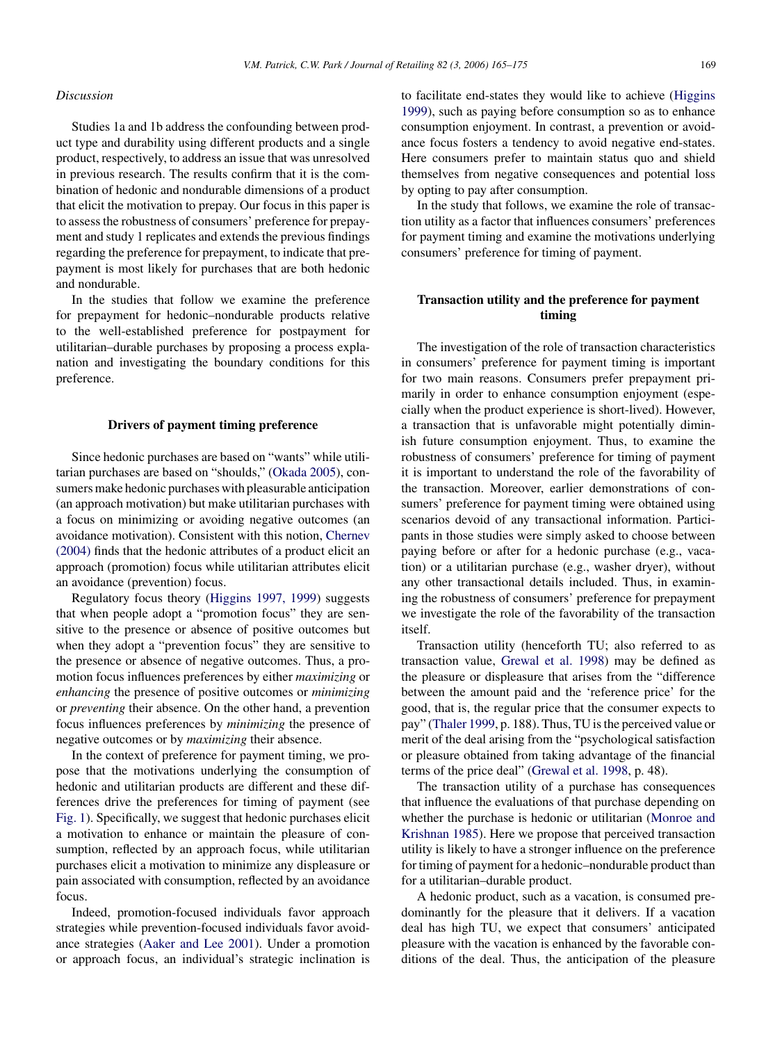*Discussion*

Studies 1a and 1b address the confounding between product type and durability using different products and a single product, respectively, to address an issue that was unresolved in previous research. The results confirm that it is the combination of hedonic and nondurable dimensions of a product that elicit the motivation to prepay. Our focus in this paper is to assess the robustness of consumers' preference for prepayment and study 1 replicates and extends the previous findings regarding the preference for prepayment, to indicate that prepayment is most likely for purchases that are both hedonic and nondurable.

In the studies that follow we examine the preference for prepayment for hedonic–nondurable products relative to the well-established preference for postpayment for utilitarian–durable purchases by proposing a process explanation and investigating the boundary conditions for this preference.

## Drivers of payment timing preference

Since hedonic purchases are based on "wants" while utilitarian purchases are based on "shoulds," (Okada 2005), consumers make hedonic purchases with pleasurable anticipation (an approach motivation) but make utilitarian purchases with a focus on minimizing or avoiding negative outcomes (an avoidance motivation). Consistent with this notion, Chernev (2004) finds that the hedonic attributes of a product elicit an approach (promotion) focus while utilitarian attributes elicit an avoidance (prevention) focus.

Regulatory focus theory (Higgins 1997, 1999) suggests that when people adopt a "promotion focus" they are sensitive to the presence or absence of positive outcomes but when they adopt a "prevention focus" they are sensitive to the presence or absence of negative outcomes. Thus, a promotion focus influences preferences by either *maximizing* or *enhancing* the presence of positive outcomes or *minimizing* or *preventing* their absence. On the other hand, a prevention focus influences preferences by *minimizing* the presence of negative outcomes or by *maximizing* their absence.

In the context of preference for payment timing, we propose that the motivations underlying the consumption of hedonic and utilitarian products are different and these differences drive the preferences for timing of payment (see Fig. 1). Specifically, we suggest that hedonic purchases elicit a motivation to enhance or maintain the pleasure of consumption, reflected by an approach focus, while utilitarian purchases elicit a motivation to minimize any displeasure or pain associated with consumption, reflected by an avoidance focus.

Indeed, promotion-focused individuals favor approach strategies while prevention-focused individuals favor avoidance strategies (Aaker and Lee 2001). Under a promotion or approach focus, an individual's strategic inclination is to facilitate end-states they would like to achieve (Higgins 1999), such as paying before consumption so as to enhance consumption enjoyment. In contrast, a prevention or avoidance focus fosters a tendency to avoid negative end-states. Here consumers prefer to maintain status quo and shield themselves from negative consequences and potential loss by opting to pay after consumption.

In the study that follows, we examine the role of transaction utility as a factor that influences consumers' preferences for payment timing and examine the motivations underlying consumers' preference for timing of payment.

## Transaction utility and the preference for payment timing

The investigation of the role of transaction characteristics in consumers' preference for payment timing is important for two main reasons. Consumers prefer prepayment primarily in order to enhance consumption enjoyment (especially when the product experience is short-lived). However, a transaction that is unfavorable might potentially diminish future consumption enjoyment. Thus, to examine the robustness of consumers' preference for timing of payment it is important to understand the role of the favorability of the transaction. Moreover, earlier demonstrations of consumers' preference for payment timing were obtained using scenarios devoid of any transactional information. Participants in those studies were simply asked to choose between paying before or after for a hedonic purchase (e.g., vacation) or a utilitarian purchase (e.g., washer dryer), without any other transactional details included. Thus, in examining the robustness of consumers' preference for prepayment we investigate the role of the favorability of the transaction itself.

Transaction utility (henceforth TU; also referred to as transaction value, Grewal et al. 1998) may be defined as the pleasure or displeasure that arises from the "difference between the amount paid and the 'reference price' for the good, that is, the regular price that the consumer expects to pay" (Thaler 1999, p. 188). Thus, TU is the perceived value or merit of the deal arising from the "psychological satisfaction or pleasure obtained from taking advantage of the financial terms of the price deal" (Grewal et al. 1998, p. 48).

The transaction utility of a purchase has consequences that influence the evaluations of that purchase depending on whether the purchase is hedonic or utilitarian (Monroe and Krishnan 1985). Here we propose that perceived transaction utility is likely to have a stronger influence on the preference for timing of payment for a hedonic–nondurable product than for a utilitarian–durable product.

A hedonic product, such as a vacation, is consumed predominantly for the pleasure that it delivers. If a vacation deal has high TU, we expect that consumers' anticipated pleasure with the vacation is enhanced by the favorable conditions of the deal. Thus, the anticipation of the pleasure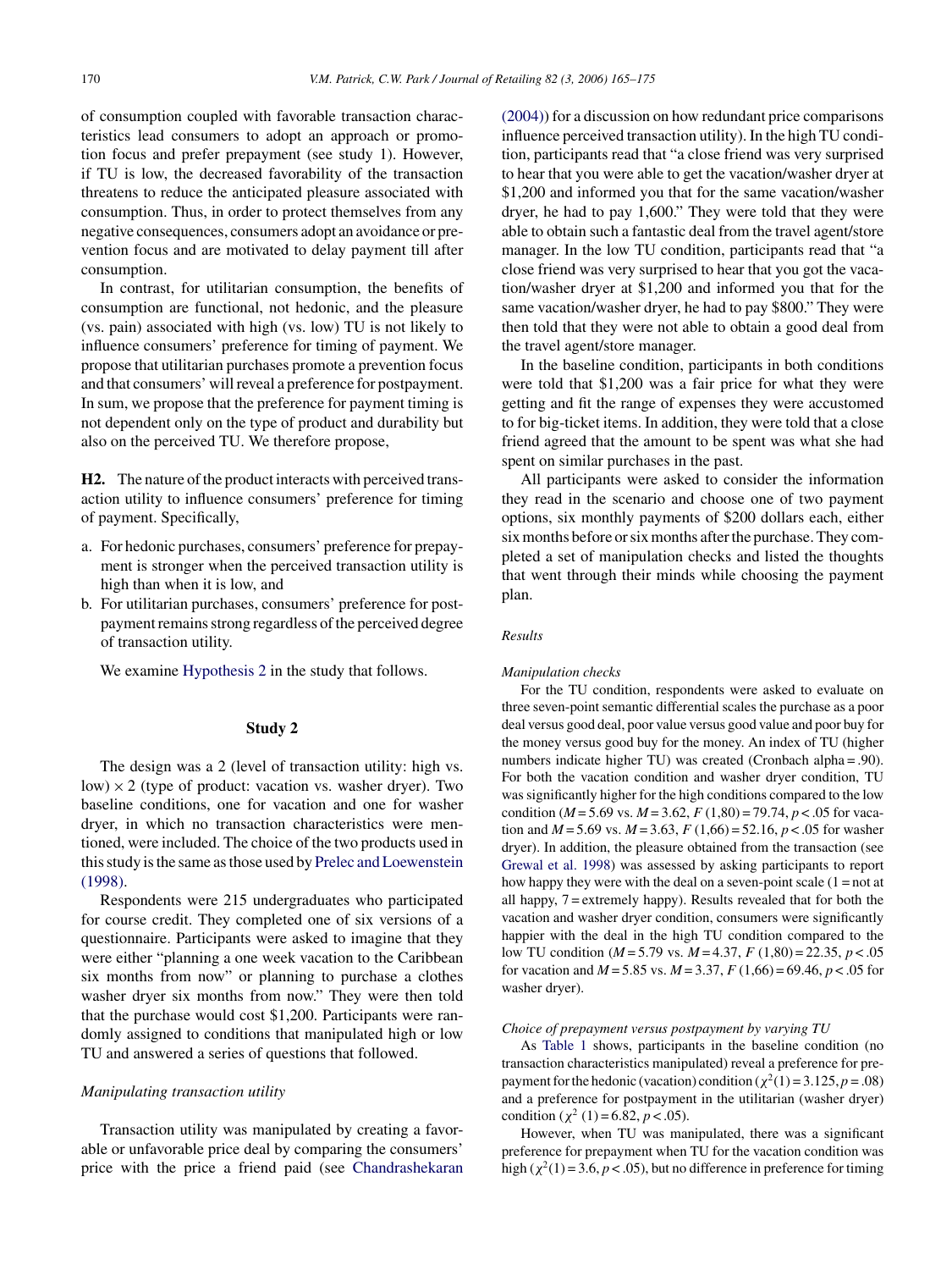of consumption coupled with favorable transaction characteristics lead consumers to adopt an approach or promotion focus and prefer prepayment (see study 1). However, if TU is low, the decreased favorability of the transaction threatens to reduce the anticipated pleasure associated with consumption. Thus, in order to protect themselves from any negative consequences, consumers adopt an avoidance or prevention focus and are motivated to delay payment till after consumption.

In contrast, for utilitarian consumption, the benefits of consumption are functional, not hedonic, and the pleasure (vs. pain) associated with high (vs. low) TU is not likely to influence consumers' preference for timing of payment. We propose that utilitarian purchases promote a prevention focus and that consumers' will reveal a preference for postpayment. In sum, we propose that the preference for payment timing is not dependent only on the type of product and durability but also on the perceived TU. We therefore propose,

**H2.** The nature of the product interacts with perceived transaction utility to influence consumers' preference for timing of payment. Specifically,

a. For hedonic purchases, consumers' preference for prepayment is stronger when the perceived transaction utility is high than when it is low, and
b. For utilitarian purchases, consumers' preference for postpayment remains strong regardless of the perceived degree of transaction utility.

We examine Hypothesis 2 in the study that follows.

## Study 2

The design was a 2 (level of transaction utility: high vs. low) × 2 (type of product: vacation vs. washer dryer). Two baseline conditions, one for vacation and one for washer dryer, in which no transaction characteristics were mentioned, were included. The choice of the two products used in this study is the same as those used by Prelec and Loewenstein (1998).

Respondents were 215 undergraduates who participated for course credit. They completed one of six versions of a questionnaire. Participants were asked to imagine that they were either "planning a one week vacation to the Caribbean six months from now" or planning to purchase a clothes washer dryer six months from now." They were then told that the purchase would cost $1,200. Participants were randomly assigned to conditions that manipulated high or low TU and answered a series of questions that followed.

### *Manipulating transaction utility*

Transaction utility was manipulated by creating a favorable or unfavorable price deal by comparing the consumers' price with the price a friend paid (see Chandrashekaran (2004)) for a discussion on how redundant price comparisons influence perceived transaction utility). In the high TU condition, participants read that "a close friend was very surprised to hear that you were able to get the vacation/washer dryer at $1,200 and informed you that for the same vacation/washer dryer, he had to pay 1,600." They were told that they were able to obtain such a fantastic deal from the travel agent/store manager. In the low TU condition, participants read that "a close friend was very surprised to hear that you got the vacation/washer dryer at $1,200 and informed you that for the same vacation/washer dryer, he had to pay $800." They were then told that they were not able to obtain a good deal from the travel agent/store manager.

In the baseline condition, participants in both conditions were told that $1,200 was a fair price for what they were getting and fit the range of expenses they were accustomed to for big-ticket items. In addition, they were told that a close friend agreed that the amount to be spent was what she had spent on similar purchases in the past.

All participants were asked to consider the information they read in the scenario and choose one of two payment options, six monthly payments of $200 dollars each, either six months before or six months after the purchase. They completed a set of manipulation checks and listed the thoughts that went through their minds while choosing the payment plan.

### *Results*

#### *Manipulation checks*

For the TU condition, respondents were asked to evaluate on three seven-point semantic differential scales the purchase as a poor deal versus good deal, poor value versus good value and poor buy for the money versus good buy for the money. An index of TU (higher numbers indicate higher TU) was created (Cronbach alpha = .90). For both the vacation condition and washer dryer condition, TU was significantly higher for the high conditions compared to the low condition ($M = 5.69$ vs. $M = 3.62$, $F(1,80) = 79.74$, $p < .05$ for vacation and $M = 5.69$ vs. $M = 3.63$, $F(1,66) = 52.16$, $p < .05$ for washer dryer). In addition, the pleasure obtained from the transaction (see Grewal et al. 1998) was assessed by asking participants to report how happy they were with the deal on a seven-point scale (1 = not at all happy, 7 = extremely happy). Results revealed that for both the vacation and washer dryer condition, consumers were significantly happier with the deal in the high TU condition compared to the low TU condition ($M = 5.79$ vs. $M = 4.37$, $F(1,80) = 22.35$, $p < .05$ for vacation and $M = 5.85$ vs. $M = 3.37$, $F(1,66) = 69.46$, $p < .05$ for washer dryer).

#### *Choice of prepayment versus postpayment by varying TU*

As Table 1 shows, participants in the baseline condition (no transaction characteristics manipulated) reveal a preference for prepayment for the hedonic (vacation) condition ($\chi^2(1) = 3.125$, $p = .08$) and a preference for postpayment in the utilitarian (washer dryer) condition ($\chi^2(1) = 6.82$, $p < .05$).

However, when TU was manipulated, there was a significant preference for prepayment when TU for the vacation condition was high ($\chi^2(1) = 3.6$, $p < .05$), but no difference in preference for timing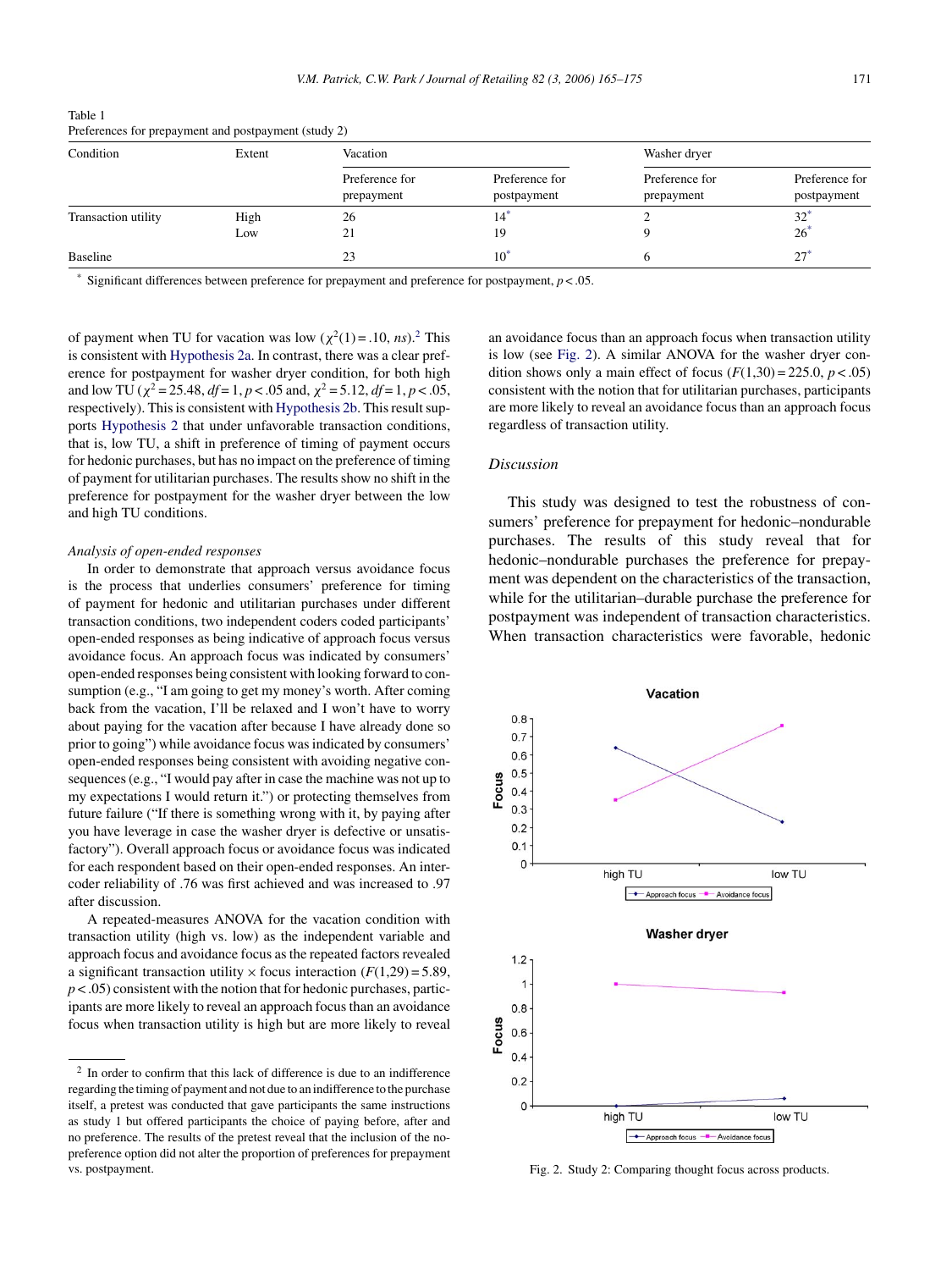Table 1
Preferences for prepayment and postpayment (study 2)

| Condition | Extent | Vacation | | Washer dryer | |
|---|---|---|---|---|---|
| | | Preference for prepayment | Preference for postpayment | Preference for prepayment | Preference for postpayment |
| Transaction utility | High | 26 | 14* | 2 | 32* |
| | Low | 21 | 19 | 9 | 26* |
| Baseline | | 23 | 10* | 6 | 27* |

\* Significant differences between preference for prepayment and preference for postpayment, $p < .05$.

of payment when TU for vacation was low ($\chi^2(1) = .10$, *ns*).[2] This is consistent with Hypothesis 2a. In contrast, there was a clear preference for postpayment for washer dryer condition, for both high and low TU ($\chi^2 = 25.48$, $df = 1$, $p < .05$ and, $\chi^2 = 5.12$, $df = 1$, $p < .05$, respectively). This is consistent with Hypothesis 2b. This result supports Hypothesis 2 that under unfavorable transaction conditions, that is, low TU, a shift in preference of timing of payment occurs for hedonic purchases, but has no impact on the preference of timing of payment for utilitarian purchases. The results show no shift in the preference for postpayment for the washer dryer between the low and high TU conditions.

*Analysis of open-ended responses*

In order to demonstrate that approach versus avoidance focus is the process that underlies consumers' preference for timing of payment for hedonic and utilitarian purchases under different transaction conditions, two independent coders coded participants' open-ended responses as being indicative of approach focus versus avoidance focus. An approach focus was indicated by consumers' open-ended responses being consistent with looking forward to consumption (e.g., "I am going to get my money's worth. After coming back from the vacation, I'll be relaxed and I won't have to worry about paying for the vacation after because I have already done so prior to going") while avoidance focus was indicated by consumers' open-ended responses being consistent with avoiding negative consequences (e.g., "I would pay after in case the machine was not up to my expectations I would return it.") or protecting themselves from future failure ("If there is something wrong with it, by paying after you have leverage in case the washer dryer is defective or unsatisfactory"). Overall approach focus or avoidance focus was indicated for each respondent based on their open-ended responses. An intercoder reliability of .76 was first achieved and was increased to .97 after discussion.

A repeated-measures ANOVA for the vacation condition with transaction utility (high vs. low) as the independent variable and approach focus and avoidance focus as the repeated factors revealed a significant transaction utility × focus interaction ($F(1,29) = 5.89$, $p < .05$) consistent with the notion that for hedonic purchases, participants are more likely to reveal an approach focus than an avoidance focus when transaction utility is high but are more likely to reveal an avoidance focus than an approach focus when transaction utility is low (see Fig. 2). A similar ANOVA for the washer dryer condition shows only a main effect of focus ($F(1,30) = 225.0$, $p < .05$) consistent with the notion that for utilitarian purchases, participants are more likely to reveal an avoidance focus than an approach focus regardless of transaction utility.

*Discussion*

This study was designed to test the robustness of consumers' preference for prepayment for hedonic–nondurable purchases. The results of this study reveal that for hedonic–nondurable purchases the preference for prepayment was dependent on the characteristics of the transaction, while for the utilitarian–durable purchase the preference for postpayment was independent of transaction characteristics. When transaction characteristics were favorable, hedonic

Vacation
Focus
0.8
0.7
0.6
0.5
0.4
0.3
0.2
0.1
0
high TU
low TU
Approach focus
Avoidance focus

Washer dryer
Focus
1.2
1
0.8
0.6
0.4
0.2
0
high TU
low TU
Approach focus
Avoidance focus

Fig. 2. Study 2: Comparing thought focus across products.

[2] In order to confirm that this lack of difference is due to an indifference regarding the timing of payment and not due to an indifference to the purchase itself, a pretest was conducted that gave participants the same instructions as study 1 but offered participants the choice of paying before, after and no preference. The results of the pretest reveal that the inclusion of the no-preference option did not alter the proportion of preferences for prepayment vs. postpayment.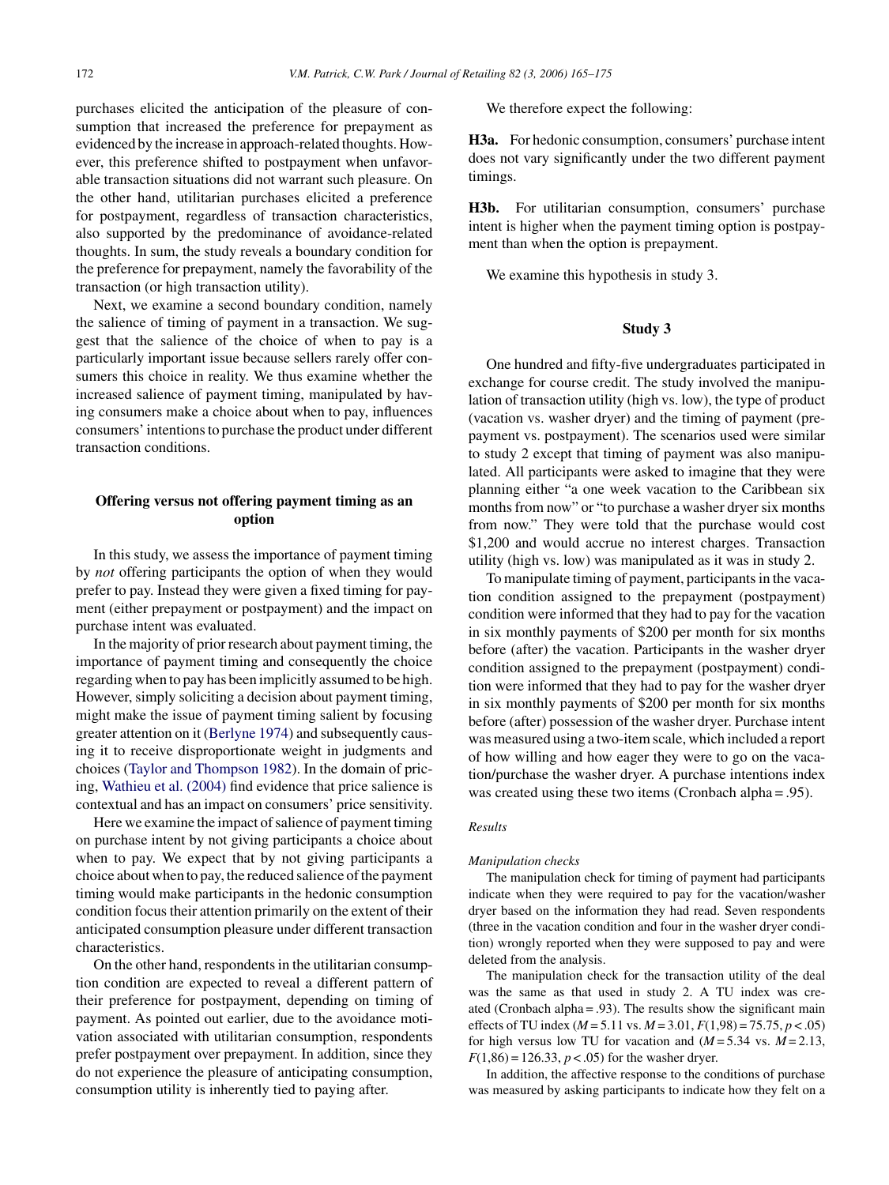purchases elicited the anticipation of the pleasure of consumption that increased the preference for prepayment as evidenced by the increase in approach-related thoughts. However, this preference shifted to postpayment when unfavorable transaction situations did not warrant such pleasure. On the other hand, utilitarian purchases elicited a preference for postpayment, regardless of transaction characteristics, also supported by the predominance of avoidance-related thoughts. In sum, the study reveals a boundary condition for the preference for prepayment, namely the favorability of the transaction (or high transaction utility).

Next, we examine a second boundary condition, namely the salience of timing of payment in a transaction. We suggest that the salience of the choice of when to pay is a particularly important issue because sellers rarely offer consumers this choice in reality. We thus examine whether the increased salience of payment timing, manipulated by having consumers make a choice about when to pay, influences consumers' intentions to purchase the product under different transaction conditions.

## Offering versus not offering payment timing as an option

In this study, we assess the importance of payment timing by *not* offering participants the option of when they would prefer to pay. Instead they were given a fixed timing for payment (either prepayment or postpayment) and the impact on purchase intent was evaluated.

In the majority of prior research about payment timing, the importance of payment timing and consequently the choice regarding when to pay has been implicitly assumed to be high. However, simply soliciting a decision about payment timing, might make the issue of payment timing salient by focusing greater attention on it (Berlyne 1974) and subsequently causing it to receive disproportionate weight in judgments and choices (Taylor and Thompson 1982). In the domain of pricing, Wathieu et al. (2004) find evidence that price salience is contextual and has an impact on consumers' price sensitivity.

Here we examine the impact of salience of payment timing on purchase intent by not giving participants a choice about when to pay. We expect that by not giving participants a choice about when to pay, the reduced salience of the payment timing would make participants in the hedonic consumption condition focus their attention primarily on the extent of their anticipated consumption pleasure under different transaction characteristics.

On the other hand, respondents in the utilitarian consumption condition are expected to reveal a different pattern of their preference for postpayment, depending on timing of payment. As pointed out earlier, due to the avoidance motivation associated with utilitarian consumption, respondents prefer postpayment over prepayment. In addition, since they do not experience the pleasure of anticipating consumption, consumption utility is inherently tied to paying after.

We therefore expect the following:

**H3a.** For hedonic consumption, consumers' purchase intent does not vary significantly under the two different payment timings.

**H3b.** For utilitarian consumption, consumers' purchase intent is higher when the payment timing option is postpayment than when the option is prepayment.

We examine this hypothesis in study 3.

## Study 3

One hundred and fifty-five undergraduates participated in exchange for course credit. The study involved the manipulation of transaction utility (high vs. low), the type of product (vacation vs. washer dryer) and the timing of payment (prepayment vs. postpayment). The scenarios used were similar to study 2 except that timing of payment was also manipulated. All participants were asked to imagine that they were planning either "a one week vacation to the Caribbean six months from now" or "to purchase a washer dryer six months from now." They were told that the purchase would cost $1,200 and would accrue no interest charges. Transaction utility (high vs. low) was manipulated as it was in study 2.

To manipulate timing of payment, participants in the vacation condition assigned to the prepayment (postpayment) condition were informed that they had to pay for the vacation in six monthly payments of $200 per month for six months before (after) the vacation. Participants in the washer dryer condition assigned to the prepayment (postpayment) condition were informed that they had to pay for the washer dryer in six monthly payments of $200 per month for six months before (after) possession of the washer dryer. Purchase intent was measured using a two-item scale, which included a report of how willing and how eager they were to go on the vacation/purchase the washer dryer. A purchase intentions index was created using these two items (Cronbach alpha = .95).

### Results

#### *Manipulation checks*

The manipulation check for timing of payment had participants indicate when they were required to pay for the vacation/washer dryer based on the information they had read. Seven respondents (three in the vacation condition and four in the washer dryer condition) wrongly reported when they were supposed to pay and were deleted from the analysis.

The manipulation check for the transaction utility of the deal was the same as that used in study 2. A TU index was created (Cronbach alpha = .93). The results show the significant main effects of TU index ($M = 5.11$ vs. $M = 3.01$, $F(1,98) = 75.75$, $p < .05$) for high versus low TU for vacation and ($M = 5.34$ vs. $M = 2.13$, $F(1,86) = 126.33$, $p < .05$) for the washer dryer.

In addition, the affective response to the conditions of purchase was measured by asking participants to indicate how they felt on a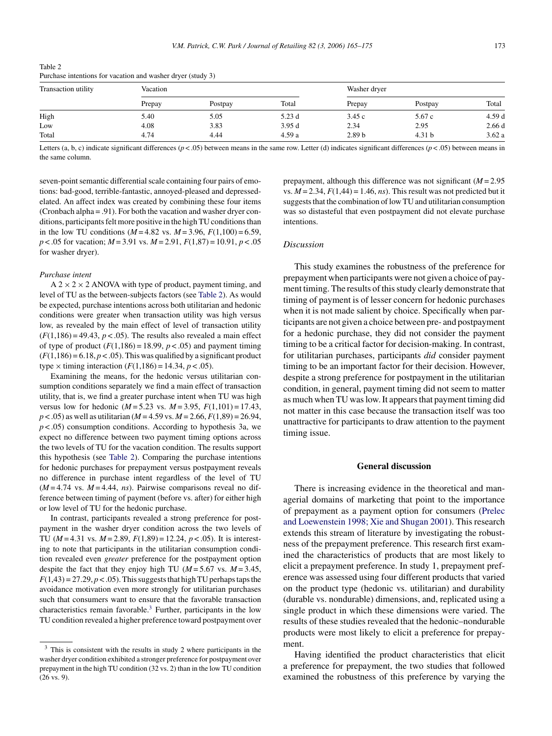Table 2
Purchase intentions for vacation and washer dryer (study 3)

| Transaction utility | Vacation | | | Washer dryer | | |
|---|---|---|---|---|---|---|
| | Prepay | Postpay | Total | Prepay | Postpay | Total |
| High | 5.40 | 5.05 | 5.23 d | 3.45 c | 5.67 c | 4.59 d |
| Low | 4.08 | 3.83 | 3.95 d | 2.34 | 2.95 | 2.66 d |
| Total | 4.74 | 4.44 | 4.59 a | 2.89 b | 4.31 b | 3.62 a |

Letters (a, b, c) indicate significant differences ($p < .05$) between means in the same row. Letter (d) indicates significant differences ($p < .05$) between means in the same column.

seven-point semantic differential scale containing four pairs of emotions: bad-good, terrible-fantastic, annoyed-pleased and depressed-elated. An affect index was created by combining these four items (Cronbach alpha = .91). For both the vacation and washer dryer conditions, participants felt more positive in the high TU conditions than in the low TU conditions ($M = 4.82$ vs. $M = 3.96$, $F(1,100) = 6.59$, $p < .05$ for vacation; $M = 3.91$ vs. $M = 2.91$, $F(1,87) = 10.91$, $p < .05$ for washer dryer).

*Purchase intent*

A 2 × 2 × 2 ANOVA with type of product, payment timing, and level of TU as the between-subjects factors (see Table 2). As would be expected, purchase intentions across both utilitarian and hedonic conditions were greater when transaction utility was high versus low, as revealed by the main effect of level of transaction utility ($F(1,186) = 49.43$, $p < .05$). The results also revealed a main effect of type of product ($F(1,186) = 18.99$, $p < .05$) and payment timing ($F(1,186) = 6.18$, $p < .05$). This was qualified by a significant product type × timing interaction ($F(1,186) = 14.34$, $p < .05$).

Examining the means, for the hedonic versus utilitarian consumption conditions separately we find a main effect of transaction utility, that is, we find a greater purchase intent when TU was high versus low for hedonic ($M = 5.23$ vs. $M = 3.95$, $F(1,101) = 17.43$, $p < .05$) as well as utilitarian ($M = 4.59$ vs. $M = 2.66$, $F(1,89) = 26.94$, $p < .05$) consumption conditions. According to hypothesis 3a, we expect no difference between two payment timing options across the two levels of TU for the vacation condition. The results support this hypothesis (see Table 2). Comparing the purchase intentions for hedonic purchases for prepayment versus postpayment reveals no difference in purchase intent regardless of the level of TU ($M = 4.74$ vs. $M = 4.44$, *ns*). Pairwise comparisons reveal no difference between timing of payment (before vs. after) for either high or low level of TU for the hedonic purchase.

In contrast, participants revealed a strong preference for postpayment in the washer dryer condition across the two levels of TU ($M = 4.31$ vs. $M = 2.89$, $F(1,89) = 12.24$, $p < .05$). It is interesting to note that participants in the utilitarian consumption condition revealed even *greater* preference for the postpayment option despite the fact that they enjoy high TU ($M = 5.67$ vs. $M = 3.45$, $F(1,43) = 27.29$, $p < .05$). This suggests that high TU perhaps taps the avoidance motivation even more strongly for utilitarian purchases such that consumers want to ensure that the favorable transaction characteristics remain favorable.[3] Further, participants in the low TU condition revealed a higher preference toward postpayment over prepayment, although this difference was not significant ($M = 2.95$ vs. $M = 2.34$, $F(1,44) = 1.46$, *ns*). This result was not predicted but it suggests that the combination of low TU and utilitarian consumption was so distasteful that even postpayment did not elevate purchase intentions.

### Discussion

This study examines the robustness of the preference for prepayment when participants were not given a choice of payment timing. The results of this study clearly demonstrate that timing of payment is of lesser concern for hedonic purchases when it is not made salient by choice. Specifically when participants are not given a choice between pre- and postpayment for a hedonic purchase, they did not consider the payment timing to be a critical factor for decision-making. In contrast, for utilitarian purchases, participants *did* consider payment timing to be an important factor for their decision. However, despite a strong preference for postpayment in the utilitarian condition, in general, payment timing did not seem to matter as much when TU was low. It appears that payment timing did not matter in this case because the transaction itself was too unattractive for participants to draw attention to the payment timing issue.

## General discussion

There is increasing evidence in the theoretical and managerial domains of marketing that point to the importance of prepayment as a payment option for consumers (Prelec and Loewenstein 1998; Xie and Shugan 2001). This research extends this stream of literature by investigating the robustness of the prepayment preference. This research first examined the characteristics of products that are most likely to elicit a prepayment preference. In study 1, prepayment preference was assessed using four different products that varied on the product type (hedonic vs. utilitarian) and durability (durable vs. nondurable) dimensions, and, replicated using a single product in which these dimensions were varied. The results of these studies revealed that the hedonic–nondurable products were most likely to elicit a preference for prepayment.

Having identified the product characteristics that elicit a preference for prepayment, the two studies that followed examined the robustness of this preference by varying the

[3] This is consistent with the results in study 2 where participants in the washer dryer condition exhibited a stronger preference for postpayment over prepayment in the high TU condition (32 vs. 2) than in the low TU condition (26 vs. 9).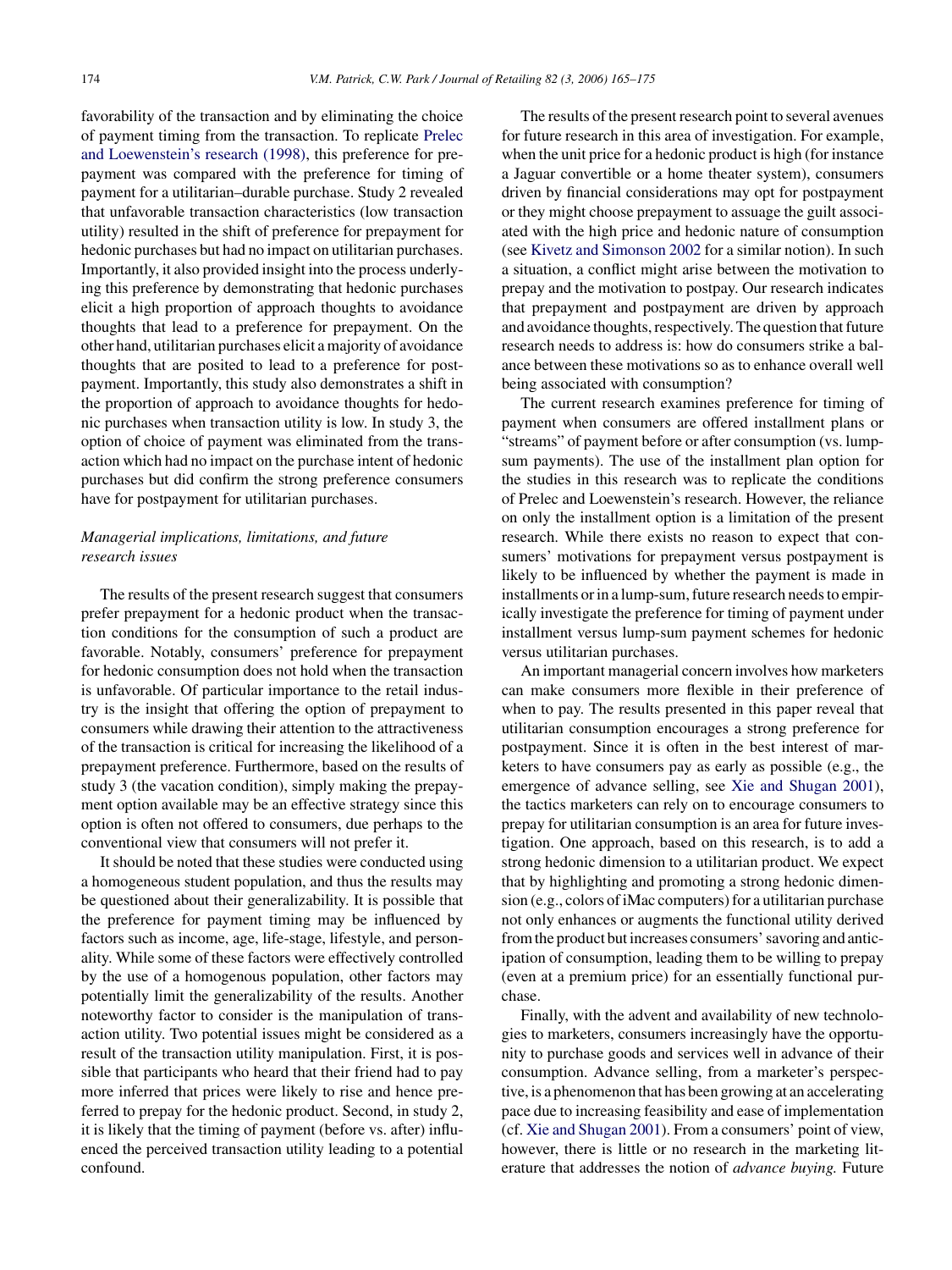favorability of the transaction and by eliminating the choice of payment timing from the transaction. To replicate Prelec and Loewenstein's research (1998), this preference for prepayment was compared with the preference for timing of payment for a utilitarian–durable purchase. Study 2 revealed that unfavorable transaction characteristics (low transaction utility) resulted in the shift of preference for prepayment for hedonic purchases but had no impact on utilitarian purchases. Importantly, it also provided insight into the process underlying this preference by demonstrating that hedonic purchases elicit a high proportion of approach thoughts to avoidance thoughts that lead to a preference for prepayment. On the other hand, utilitarian purchases elicit a majority of avoidance thoughts that are posited to lead to a preference for postpayment. Importantly, this study also demonstrates a shift in the proportion of approach to avoidance thoughts for hedonic purchases when transaction utility is low. In study 3, the option of choice of payment was eliminated from the transaction which had no impact on the purchase intent of hedonic purchases but did confirm the strong preference consumers have for postpayment for utilitarian purchases.

### *Managerial implications, limitations, and future research issues*

The results of the present research suggest that consumers prefer prepayment for a hedonic product when the transaction conditions for the consumption of such a product are favorable. Notably, consumers' preference for prepayment for hedonic consumption does not hold when the transaction is unfavorable. Of particular importance to the retail industry is the insight that offering the option of prepayment to consumers while drawing their attention to the attractiveness of the transaction is critical for increasing the likelihood of a prepayment preference. Furthermore, based on the results of study 3 (the vacation condition), simply making the prepayment option available may be an effective strategy since this option is often not offered to consumers, due perhaps to the conventional view that consumers will not prefer it.

It should be noted that these studies were conducted using a homogeneous student population, and thus the results may be questioned about their generalizability. It is possible that the preference for payment timing may be influenced by factors such as income, age, life-stage, lifestyle, and personality. While some of these factors were effectively controlled by the use of a homogenous population, other factors may potentially limit the generalizability of the results. Another noteworthy factor to consider is the manipulation of transaction utility. Two potential issues might be considered as a result of the transaction utility manipulation. First, it is possible that participants who heard that their friend had to pay more inferred that prices were likely to rise and hence preferred to prepay for the hedonic product. Second, in study 2, it is likely that the timing of payment (before vs. after) influenced the perceived transaction utility leading to a potential confound.

The results of the present research point to several avenues for future research in this area of investigation. For example, when the unit price for a hedonic product is high (for instance a Jaguar convertible or a home theater system), consumers driven by financial considerations may opt for postpayment or they might choose prepayment to assuage the guilt associated with the high price and hedonic nature of consumption (see Kivetz and Simonson 2002 for a similar notion). In such a situation, a conflict might arise between the motivation to prepay and the motivation to postpay. Our research indicates that prepayment and postpayment are driven by approach and avoidance thoughts, respectively. The question that future research needs to address is: how do consumers strike a balance between these motivations so as to enhance overall well being associated with consumption?

The current research examines preference for timing of payment when consumers are offered installment plans or "streams" of payment before or after consumption (vs. lump-sum payments). The use of the installment plan option for the studies in this research was to replicate the conditions of Prelec and Loewenstein's research. However, the reliance on only the installment option is a limitation of the present research. While there exists no reason to expect that consumers' motivations for prepayment versus postpayment is likely to be influenced by whether the payment is made in installments or in a lump-sum, future research needs to empirically investigate the preference for timing of payment under installment versus lump-sum payment schemes for hedonic versus utilitarian purchases.

An important managerial concern involves how marketers can make consumers more flexible in their preference of when to pay. The results presented in this paper reveal that utilitarian consumption encourages a strong preference for postpayment. Since it is often in the best interest of marketers to have consumers pay as early as possible (e.g., the emergence of advance selling, see Xie and Shugan 2001), the tactics marketers can rely on to encourage consumers to prepay for utilitarian consumption is an area for future investigation. One approach, based on this research, is to add a strong hedonic dimension to a utilitarian product. We expect that by highlighting and promoting a strong hedonic dimension (e.g., colors of iMac computers) for a utilitarian purchase not only enhances or augments the functional utility derived from the product but increases consumers' savoring and anticipation of consumption, leading them to be willing to prepay (even at a premium price) for an essentially functional purchase.

Finally, with the advent and availability of new technologies to marketers, consumers increasingly have the opportunity to purchase goods and services well in advance of their consumption. Advance selling, from a marketer's perspective, is a phenomenon that has been growing at an accelerating pace due to increasing feasibility and ease of implementation (cf. Xie and Shugan 2001). From a consumers' point of view, however, there is little or no research in the marketing literature that addresses the notion of *advance buying.* Future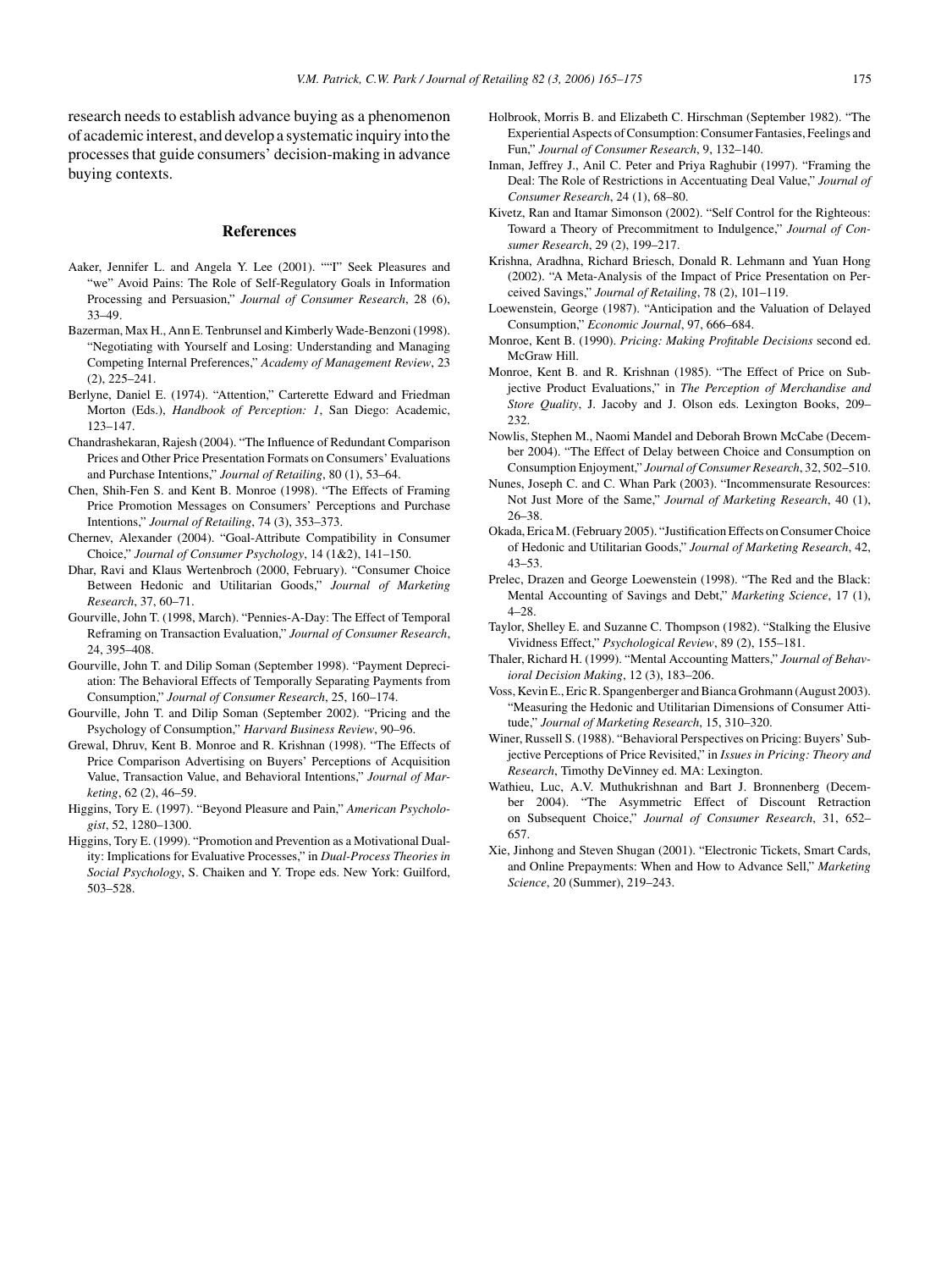research needs to establish advance buying as a phenomenon of academic interest, and develop a systematic inquiry into the processes that guide consumers' decision-making in advance buying contexts.

## References

Aaker, Jennifer L. and Angela Y. Lee (2001). ""I" Seek Pleasures and "we" Avoid Pains: The Role of Self-Regulatory Goals in Information Processing and Persuasion," *Journal of Consumer Research*, 28 (6), 33–49.

Bazerman, Max H., Ann E. Tenbrunsel and Kimberly Wade-Benzoni (1998). "Negotiating with Yourself and Losing: Understanding and Managing Competing Internal Preferences," *Academy of Management Review*, 23 (2), 225–241.

Berlyne, Daniel E. (1974). "Attention," Carterette Edward and Friedman Morton (Eds.), *Handbook of Perception: 1*, San Diego: Academic, 123–147.

Chandrashekaran, Rajesh (2004). "The Influence of Redundant Comparison Prices and Other Price Presentation Formats on Consumers' Evaluations and Purchase Intentions," *Journal of Retailing*, 80 (1), 53–64.

Chen, Shih-Fen S. and Kent B. Monroe (1998). "The Effects of Framing Price Promotion Messages on Consumers' Perceptions and Purchase Intentions," *Journal of Retailing*, 74 (3), 353–373.

Chernev, Alexander (2004). "Goal-Attribute Compatibility in Consumer Choice," *Journal of Consumer Psychology*, 14 (1&2), 141–150.

Dhar, Ravi and Klaus Wertenbroch (2000, February). "Consumer Choice Between Hedonic and Utilitarian Goods," *Journal of Marketing Research*, 37, 60–71.

Gourville, John T. (1998, March). "Pennies-A-Day: The Effect of Temporal Reframing on Transaction Evaluation," *Journal of Consumer Research*, 24, 395–408.

Gourville, John T. and Dilip Soman (September 1998). "Payment Depreciation: The Behavioral Effects of Temporally Separating Payments from Consumption," *Journal of Consumer Research*, 25, 160–174.

Gourville, John T. and Dilip Soman (September 2002). "Pricing and the Psychology of Consumption," *Harvard Business Review*, 90–96.

Grewal, Dhruv, Kent B. Monroe and R. Krishnan (1998). "The Effects of Price Comparison Advertising on Buyers' Perceptions of Acquisition Value, Transaction Value, and Behavioral Intentions," *Journal of Marketing*, 62 (2), 46–59.

Higgins, Tory E. (1997). "Beyond Pleasure and Pain," *American Psychologist*, 52, 1280–1300.

Higgins, Tory E. (1999). "Promotion and Prevention as a Motivational Duality: Implications for Evaluative Processes," in *Dual-Process Theories in Social Psychology*, S. Chaiken and Y. Trope eds. New York: Guilford, 503–528.

Holbrook, Morris B. and Elizabeth C. Hirschman (September 1982). "The Experiential Aspects of Consumption: Consumer Fantasies, Feelings and Fun," *Journal of Consumer Research*, 9, 132–140.

Inman, Jeffrey J., Anil C. Peter and Priya Raghubir (1997). "Framing the Deal: The Role of Restrictions in Accentuating Deal Value," *Journal of Consumer Research*, 24 (1), 68–80.

Kivetz, Ran and Itamar Simonson (2002). "Self Control for the Righteous: Toward a Theory of Precommitment to Indulgence," *Journal of Consumer Research*, 29 (2), 199–217.

Krishna, Aradhna, Richard Briesch, Donald R. Lehmann and Yuan Hong (2002). "A Meta-Analysis of the Impact of Price Presentation on Perceived Savings," *Journal of Retailing*, 78 (2), 101–119.

Loewenstein, George (1987). "Anticipation and the Valuation of Delayed Consumption," *Economic Journal*, 97, 666–684.

Monroe, Kent B. (1990). *Pricing: Making Profitable Decisions* second ed. McGraw Hill.

Monroe, Kent B. and R. Krishnan (1985). "The Effect of Price on Subjective Product Evaluations," in *The Perception of Merchandise and Store Quality*, J. Jacoby and J. Olson eds. Lexington Books, 209–232.

Nowlis, Stephen M., Naomi Mandel and Deborah Brown McCabe (December 2004). "The Effect of Delay between Choice and Consumption on Consumption Enjoyment," *Journal of Consumer Research*, 32, 502–510.

Nunes, Joseph C. and C. Whan Park (2003). "Incommensurate Resources: Not Just More of the Same," *Journal of Marketing Research*, 40 (1), 26–38.

Okada, Erica M. (February 2005). "Justification Effects on Consumer Choice of Hedonic and Utilitarian Goods," *Journal of Marketing Research*, 42, 43–53.

Prelec, Drazen and George Loewenstein (1998). "The Red and the Black: Mental Accounting of Savings and Debt," *Marketing Science*, 17 (1), 4–28.

Taylor, Shelley E. and Suzanne C. Thompson (1982). "Stalking the Elusive Vividness Effect," *Psychological Review*, 89 (2), 155–181.

Thaler, Richard H. (1999). "Mental Accounting Matters," *Journal of Behavioral Decision Making*, 12 (3), 183–206.

Voss, Kevin E., Eric R. Spangenberger and Bianca Grohmann (August 2003). "Measuring the Hedonic and Utilitarian Dimensions of Consumer Attitude," *Journal of Marketing Research*, 15, 310–320.

Winer, Russell S. (1988). "Behavioral Perspectives on Pricing: Buyers' Subjective Perceptions of Price Revisited," in *Issues in Pricing: Theory and Research*, Timothy DeVinney ed. MA: Lexington.

Wathieu, Luc, A.V. Muthukrishnan and Bart J. Bronnenberg (December 2004). "The Asymmetric Effect of Discount Retraction on Subsequent Choice," *Journal of Consumer Research*, 31, 652–657.

Xie, Jinhong and Steven Shugan (2001). "Electronic Tickets, Smart Cards, and Online Prepayments: When and How to Advance Sell," *Marketing Science*, 20 (Summer), 219–243.